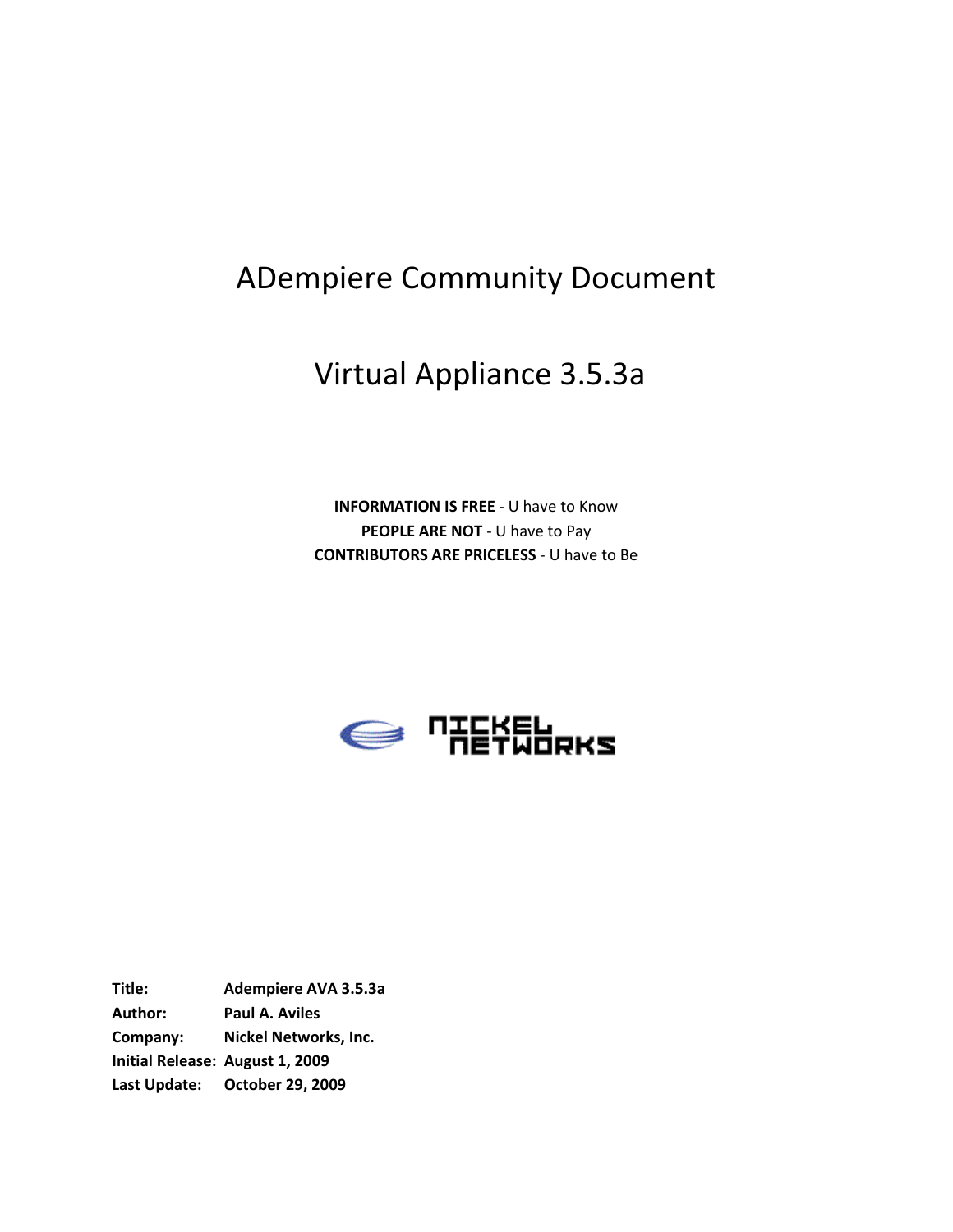# ADempiere Community Document

## Virtual Appliance 3.5.3a

**INFORMATION IS FREE** - U have to Know
**PEOPLE ARE NOT** - U have to Pay
**CONTRIBUTORS ARE PRICELESS** - U have to Be

NICKEL NETWORKS

**Title:** **Adempiere AVA 3.5.3a**
**Author:** **Paul A. Aviles**
**Company:** **Nickel Networks, Inc.**
**Initial Release:** **August 1, 2009**
**Last Update:** **October 29, 2009**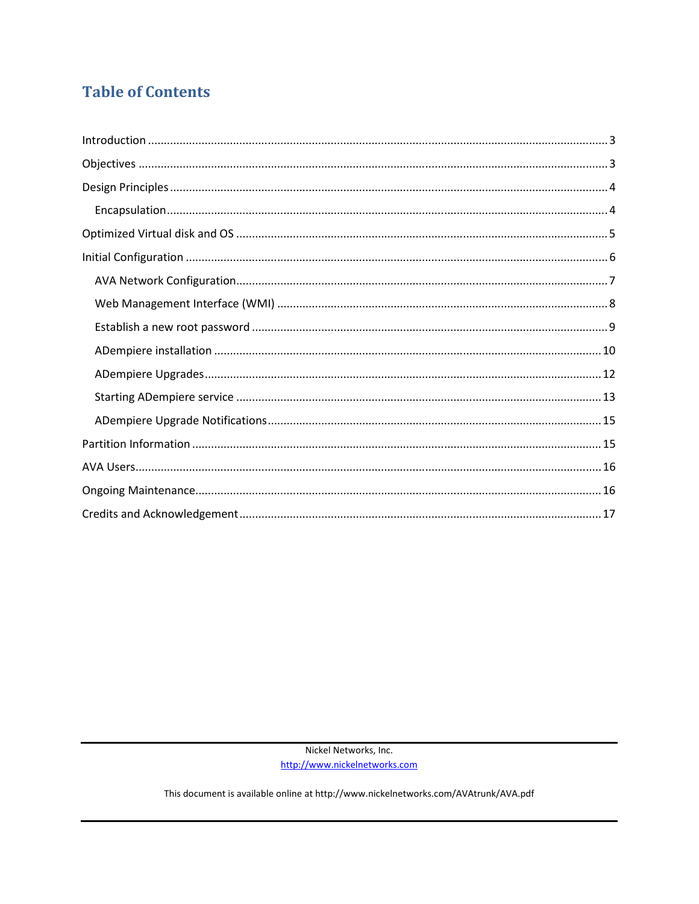# Table of Contents

Introduction ..... 3
Objectives ..... 3
Design Principles ..... 4
  Encapsulation ..... 4
Optimized Virtual disk and OS ..... 5
Initial Configuration ..... 6
  AVA Network Configuration ..... 7
  Web Management Interface (WMI) ..... 8
  Establish a new root password ..... 9
  ADempiere installation ..... 10
  ADempiere Upgrades ..... 12
  Starting ADempiere service ..... 13
  ADempiere Upgrade Notifications ..... 15
Partition Information ..... 15
AVA Users ..... 16
Ongoing Maintenance ..... 16
Credits and Acknowledgement ..... 17

Nickel Networks, Inc.
http://www.nickelnetworks.com

This document is available online at http://www.nickelnetworks.com/AVAtrunk/AVA.pdf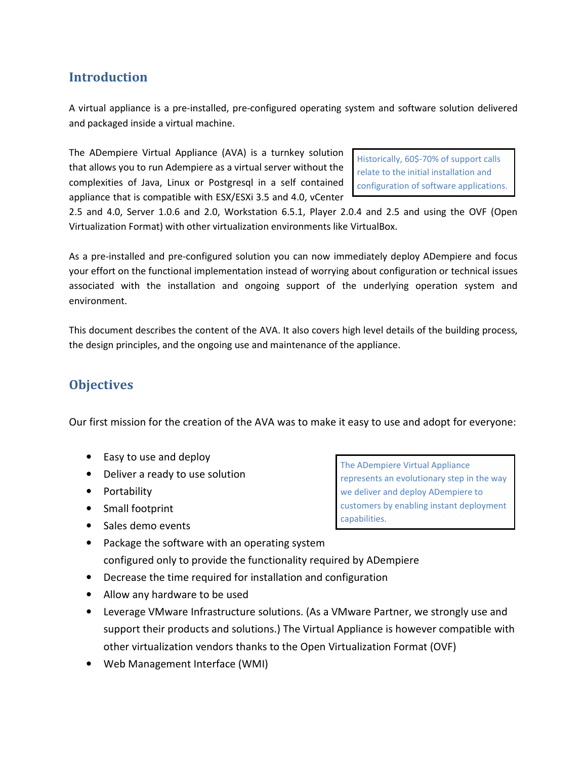## Introduction

A virtual appliance is a pre-installed, pre-configured operating system and software solution delivered and packaged inside a virtual machine.

The ADempiere Virtual Appliance (AVA) is a turnkey solution that allows you to run Adempiere as a virtual server without the complexities of Java, Linux or Postgresql in a self contained appliance that is compatible with ESX/ESXi 3.5 and 4.0, vCenter 2.5 and 4.0, Server 1.0.6 and 2.0, Workstation 6.5.1, Player 2.0.4 and 2.5 and using the OVF (Open Virtualization Format) with other virtualization environments like VirtualBox.

> Historically, 60$-70% of support calls relate to the initial installation and configuration of software applications.

As a pre-installed and pre-configured solution you can now immediately deploy ADempiere and focus your effort on the functional implementation instead of worrying about configuration or technical issues associated with the installation and ongoing support of the underlying operation system and environment.

This document describes the content of the AVA. It also covers high level details of the building process, the design principles, and the ongoing use and maintenance of the appliance.

## Objectives

Our first mission for the creation of the AVA was to make it easy to use and adopt for everyone:

> The ADempiere Virtual Appliance represents an evolutionary step in the way we deliver and deploy ADempiere to customers by enabling instant deployment capabilities.

- Easy to use and deploy
- Deliver a ready to use solution
- Portability
- Small footprint
- Sales demo events
- Package the software with an operating system configured only to provide the functionality required by ADempiere
- Decrease the time required for installation and configuration
- Allow any hardware to be used
- Leverage VMware Infrastructure solutions. (As a VMware Partner, we strongly use and support their products and solutions.) The Virtual Appliance is however compatible with other virtualization vendors thanks to the Open Virtualization Format (OVF)
- Web Management Interface (WMI)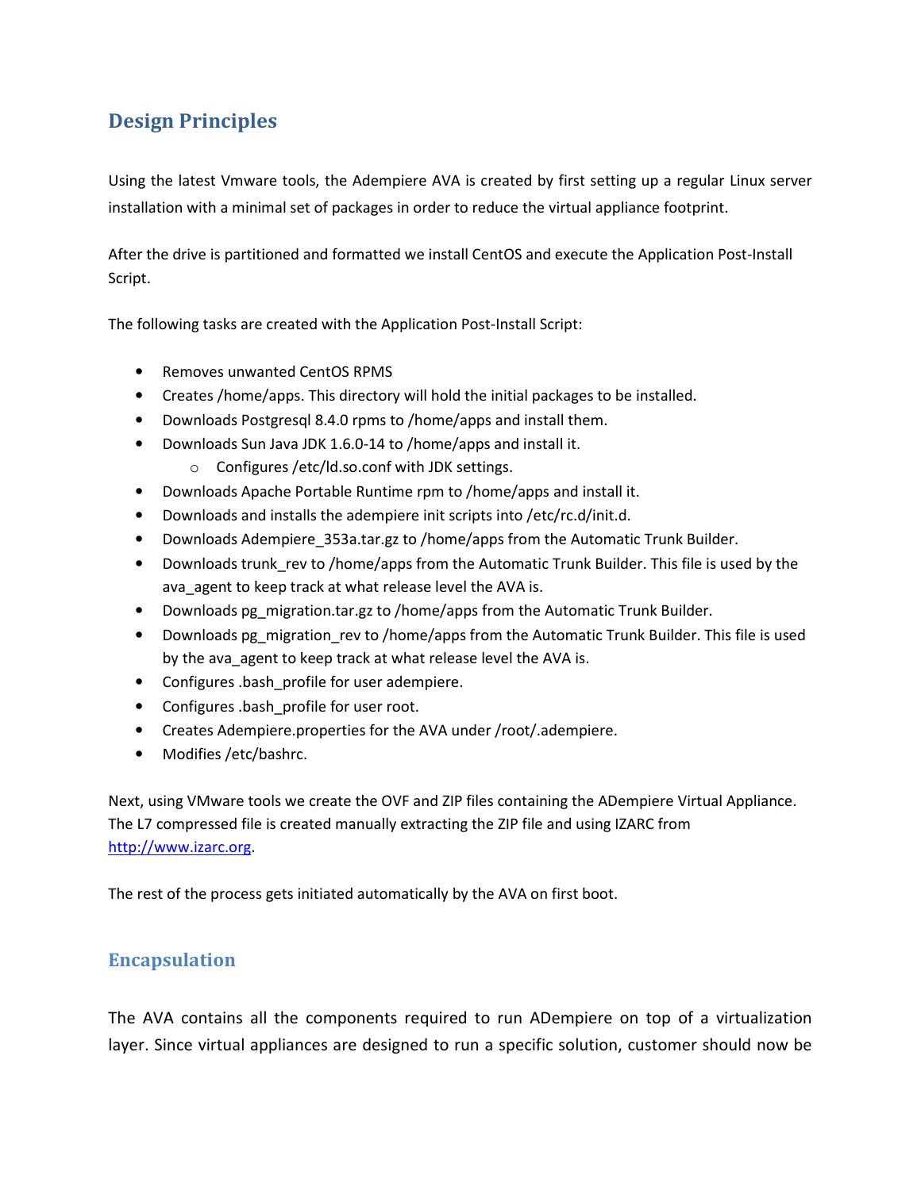## Design Principles

Using the latest Vmware tools, the Adempiere AVA is created by first setting up a regular Linux server installation with a minimal set of packages in order to reduce the virtual appliance footprint.

After the drive is partitioned and formatted we install CentOS and execute the Application Post-Install Script.

The following tasks are created with the Application Post-Install Script:

- Removes unwanted CentOS RPMS
- Creates /home/apps. This directory will hold the initial packages to be installed.
- Downloads Postgresql 8.4.0 rpms to /home/apps and install them.
- Downloads Sun Java JDK 1.6.0-14 to /home/apps and install it.
    - Configures /etc/ld.so.conf with JDK settings.
- Downloads Apache Portable Runtime rpm to /home/apps and install it.
- Downloads and installs the adempiere init scripts into /etc/rc.d/init.d.
- Downloads Adempiere_353a.tar.gz to /home/apps from the Automatic Trunk Builder.
- Downloads trunk_rev to /home/apps from the Automatic Trunk Builder. This file is used by the ava_agent to keep track at what release level the AVA is.
- Downloads pg_migration.tar.gz to /home/apps from the Automatic Trunk Builder.
- Downloads pg_migration_rev to /home/apps from the Automatic Trunk Builder. This file is used by the ava_agent to keep track at what release level the AVA is.
- Configures .bash_profile for user adempiere.
- Configures .bash_profile for user root.
- Creates Adempiere.properties for the AVA under /root/.adempiere.
- Modifies /etc/bashrc.

Next, using VMware tools we create the OVF and ZIP files containing the ADempiere Virtual Appliance. The L7 compressed file is created manually extracting the ZIP file and using IZARC from http://www.izarc.org.

The rest of the process gets initiated automatically by the AVA on first boot.

### Encapsulation

The AVA contains all the components required to run ADempiere on top of a virtualization layer. Since virtual appliances are designed to run a specific solution, customer should now be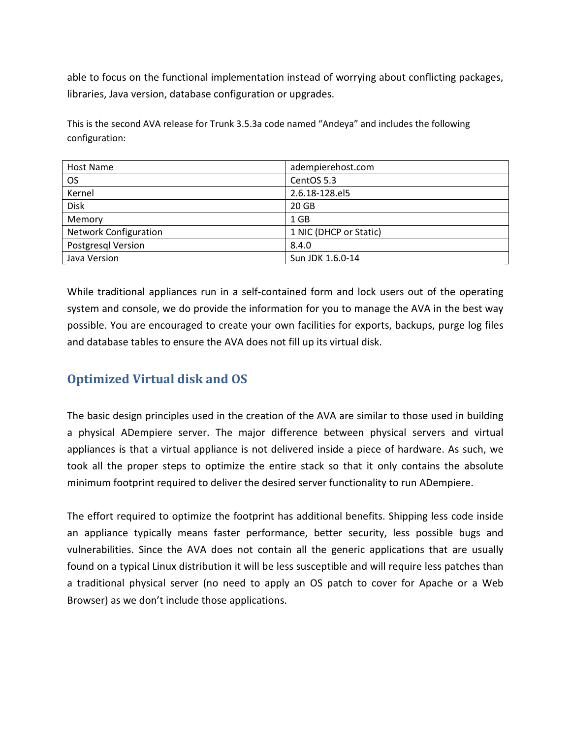able to focus on the functional implementation instead of worrying about conflicting packages, libraries, Java version, database configuration or upgrades.

This is the second AVA release for Trunk 3.5.3a code named “Andeya” and includes the following configuration:

| Host Name | adempierehost.com |
| --- | --- |
| OS | CentOS 5.3 |
| Kernel | 2.6.18-128.el5 |
| Disk | 20 GB |
| Memory | 1 GB |
| Network Configuration | 1 NIC (DHCP or Static) |
| Postgresql Version | 8.4.0 |
| Java Version | Sun JDK 1.6.0-14 |

While traditional appliances run in a self-contained form and lock users out of the operating system and console, we do provide the information for you to manage the AVA in the best way possible. You are encouraged to create your own facilities for exports, backups, purge log files and database tables to ensure the AVA does not fill up its virtual disk.

## Optimized Virtual disk and OS

The basic design principles used in the creation of the AVA are similar to those used in building a physical ADempiere server. The major difference between physical servers and virtual appliances is that a virtual appliance is not delivered inside a piece of hardware. As such, we took all the proper steps to optimize the entire stack so that it only contains the absolute minimum footprint required to deliver the desired server functionality to run ADempiere.

The effort required to optimize the footprint has additional benefits. Shipping less code inside an appliance typically means faster performance, better security, less possible bugs and vulnerabilities. Since the AVA does not contain all the generic applications that are usually found on a typical Linux distribution it will be less susceptible and will require less patches than a traditional physical server (no need to apply an OS patch to cover for Apache or a Web Browser) as we don’t include those applications.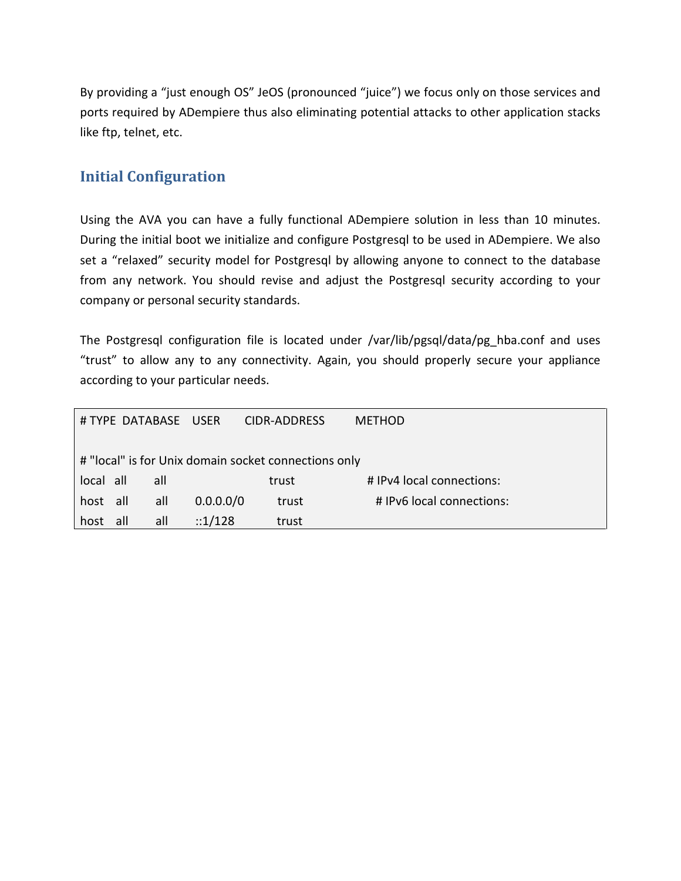By providing a “just enough OS” JeOS (pronounced “juice”) we focus only on those services and ports required by ADempiere thus also eliminating potential attacks to other application stacks like ftp, telnet, etc.

## Initial Configuration

Using the AVA you can have a fully functional ADempiere solution in less than 10 minutes. During the initial boot we initialize and configure Postgresql to be used in ADempiere. We also set a “relaxed” security model for Postgresql by allowing anyone to connect to the database from any network. You should revise and adjust the Postgresql security according to your company or personal security standards.

The Postgresql configuration file is located under /var/lib/pgsql/data/pg_hba.conf and uses “trust” to allow any to any connectivity. Again, you should properly secure your appliance according to your particular needs.

```
# TYPE  DATABASE    USER        CIDR-ADDRESS          METHOD

# "local" is for Unix domain socket connections only
local   all         all                               trust             # IPv4 local connections:
host    all         all         0.0.0.0/0             trust             # IPv6 local connections:
host    all         all         ::1/128               trust
```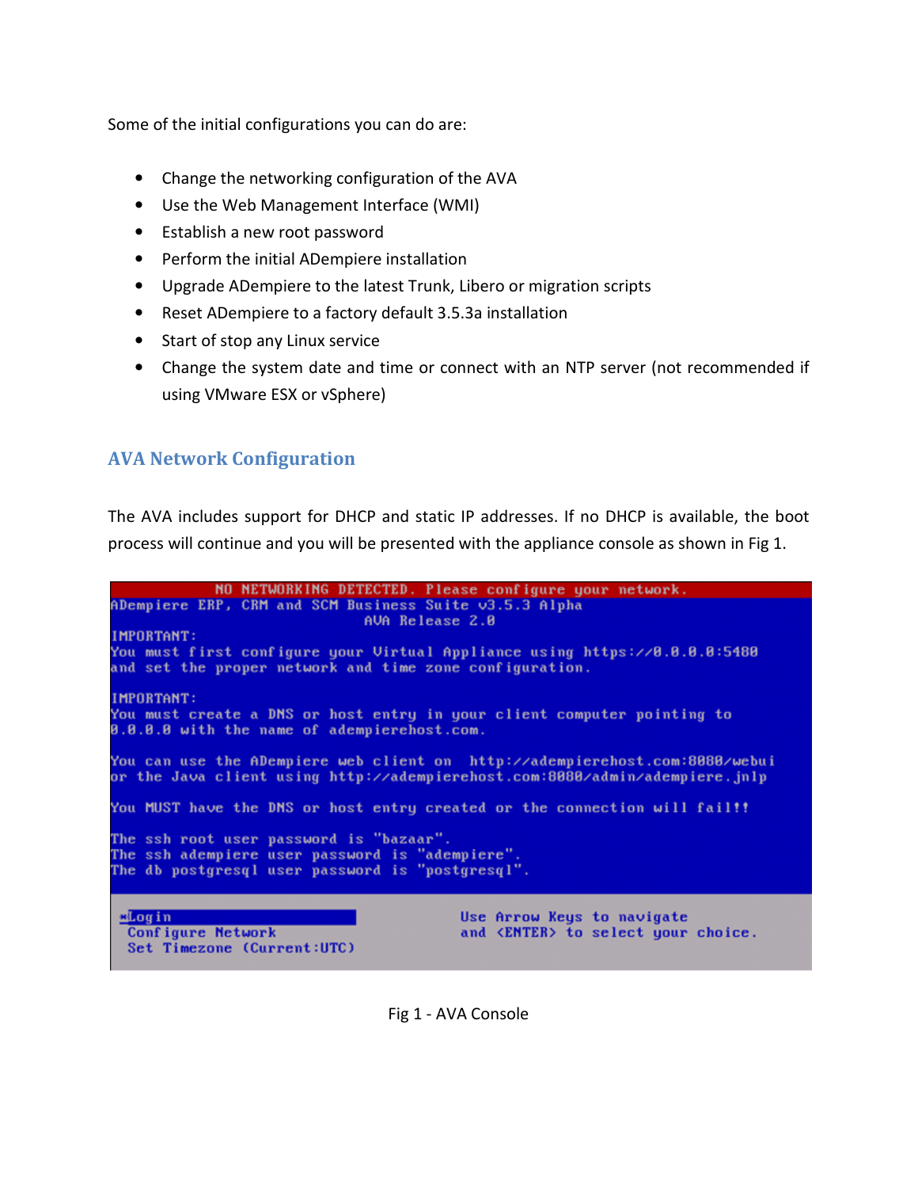Some of the initial configurations you can do are:

- Change the networking configuration of the AVA
- Use the Web Management Interface (WMI)
- Establish a new root password
- Perform the initial ADempiere installation
- Upgrade ADempiere to the latest Trunk, Libero or migration scripts
- Reset ADempiere to a factory default 3.5.3a installation
- Start of stop any Linux service
- Change the system date and time or connect with an NTP server (not recommended if using VMware ESX or vSphere)

## AVA Network Configuration

The AVA includes support for DHCP and static IP addresses. If no DHCP is available, the boot process will continue and you will be presented with the appliance console as shown in Fig 1.

```
            NO NETWORKING DETECTED. Please configure your network.
ADempiere ERP, CRM and SCM Business Suite v3.5.3 Alpha
                        AVA Release 2.0
IMPORTANT:
You must first configure your Virtual Appliance using https://0.0.0.0:5480
and set the proper network and time zone configuration.

IMPORTANT:
You must create a DNS or host entry in your client computer pointing to
0.0.0.0 with the name of adempierehost.com.

You can use the ADempiere web client on  http://adempierehost.com:8080/webui
or the Java client using http://adempierehost.com:8080/admin/adempiere.jnlp

You MUST have the DNS or host entry created or the connection will fail!!

The ssh root user password is "bazaar".
The ssh adempiere user password is "adempiere".
The db postgresql user password is "postgresql".

 *Login                              Use Arrow Keys to navigate
  Configure Network                  and <ENTER> to select your choice.
  Set Timezone (Current:UTC)
```

Fig 1 - AVA Console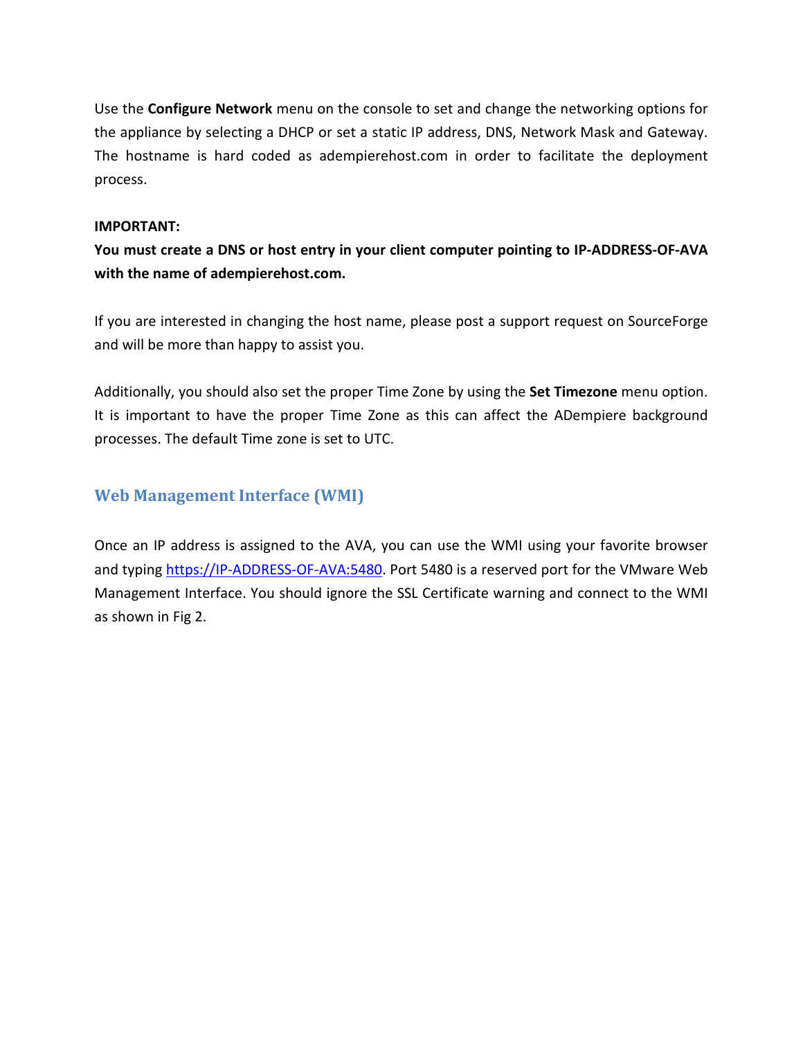Use the **Configure Network** menu on the console to set and change the networking options for the appliance by selecting a DHCP or set a static IP address, DNS, Network Mask and Gateway. The hostname is hard coded as adempierehost.com in order to facilitate the deployment process.

**IMPORTANT:**

**You must create a DNS or host entry in your client computer pointing to IP-ADDRESS-OF-AVA with the name of adempierehost.com.**

If you are interested in changing the host name, please post a support request on SourceForge and will be more than happy to assist you.

Additionally, you should also set the proper Time Zone by using the **Set Timezone** menu option. It is important to have the proper Time Zone as this can affect the ADempiere background processes. The default Time zone is set to UTC.

## Web Management Interface (WMI)

Once an IP address is assigned to the AVA, you can use the WMI using your favorite browser and typing https://IP-ADDRESS-OF-AVA:5480. Port 5480 is a reserved port for the VMware Web Management Interface. You should ignore the SSL Certificate warning and connect to the WMI as shown in Fig 2.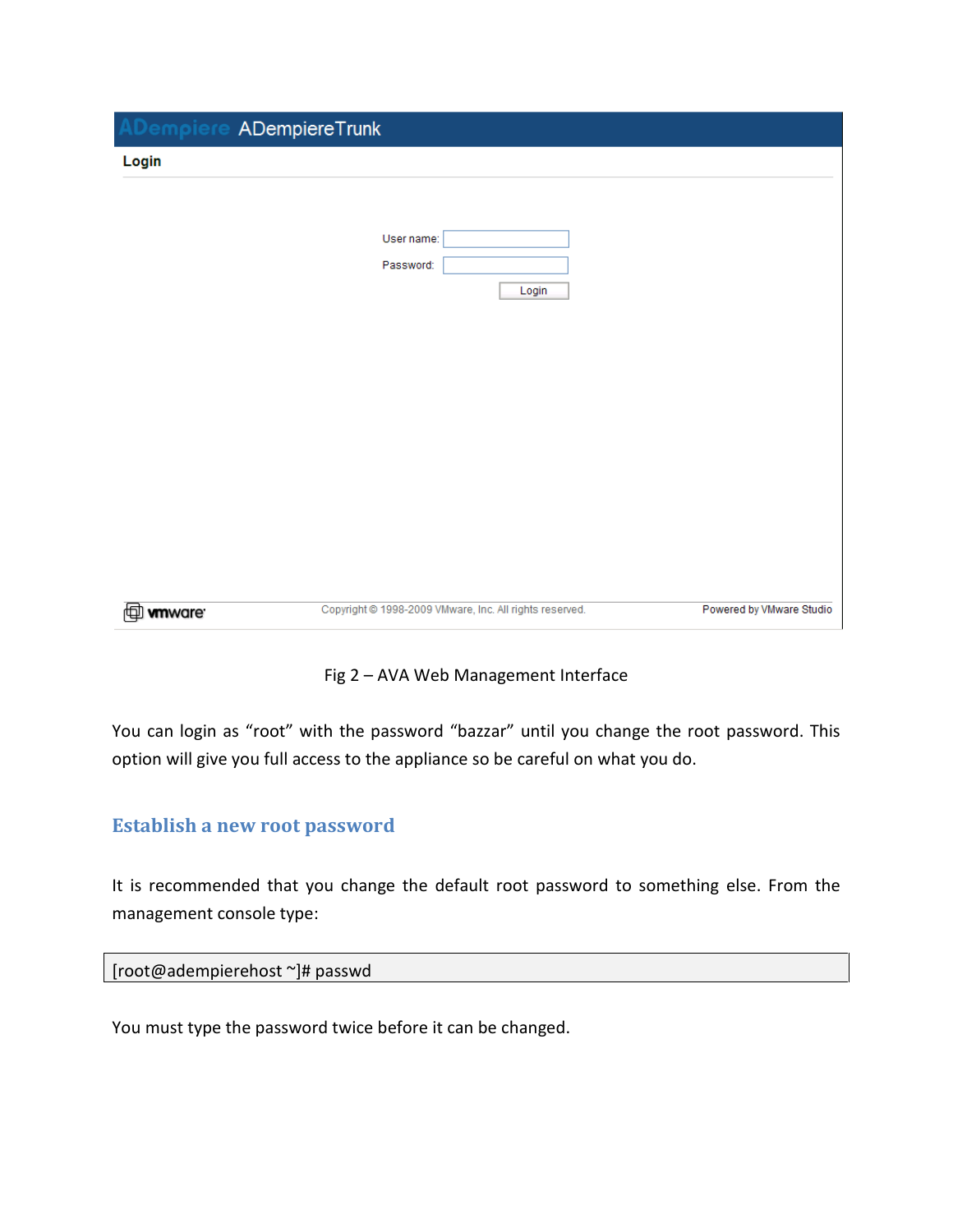ADempiere ADempiereTrunk

Login

User name:

Password:

Login

vmware

Copyright © 1998-2009 VMware, Inc. All rights reserved.

Powered by VMware Studio

Fig 2 – AVA Web Management Interface

You can login as “root” with the password “bazzar” until you change the root password. This option will give you full access to the appliance so be careful on what you do.

## Establish a new root password

It is recommended that you change the default root password to something else. From the management console type:

```
[root@adempierehost ~]# passwd
```

You must type the password twice before it can be changed.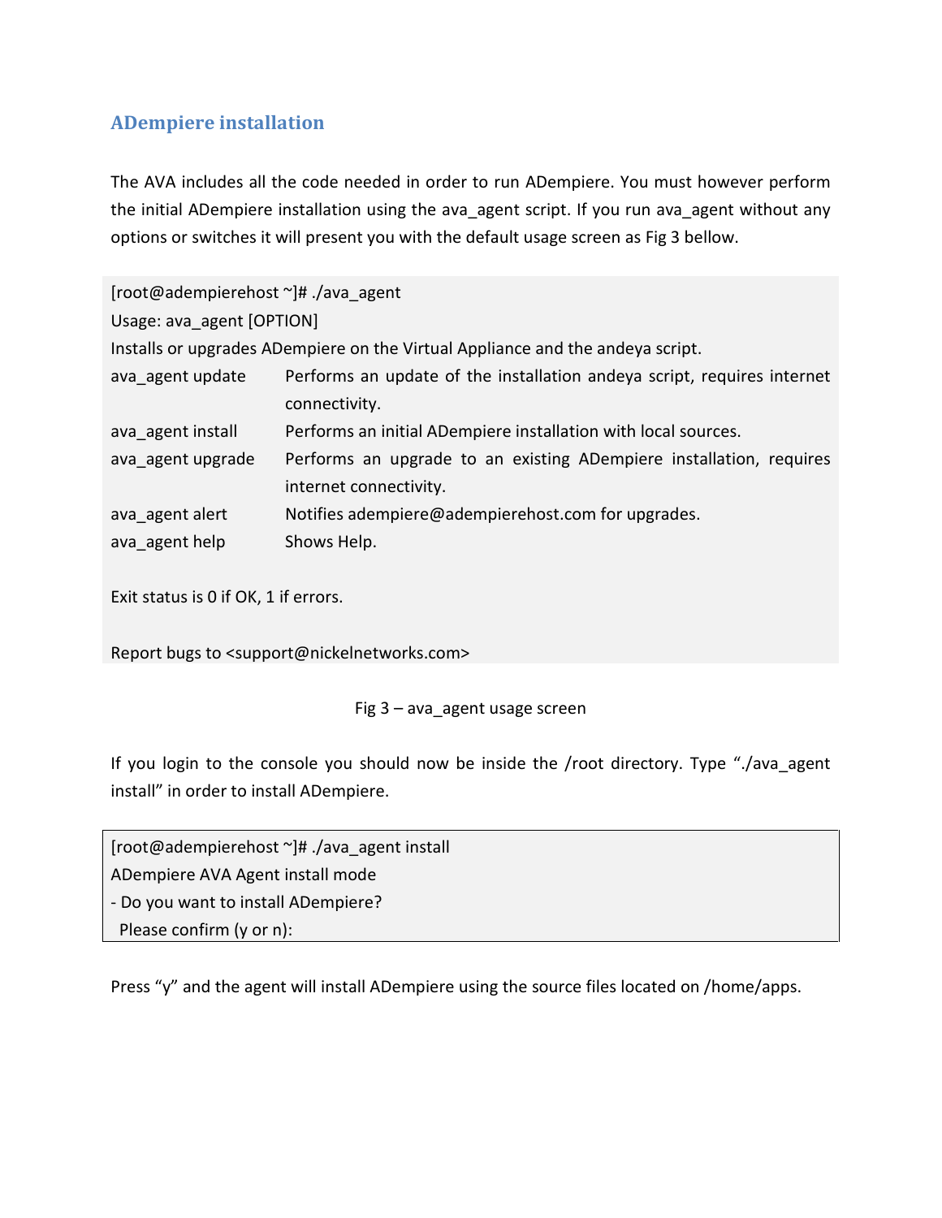## ADempiere installation

The AVA includes all the code needed in order to run ADempiere. You must however perform the initial ADempiere installation using the ava_agent script. If you run ava_agent without any options or switches it will present you with the default usage screen as Fig 3 bellow.

```
[root@adempierehost ~]# ./ava_agent
Usage: ava_agent [OPTION]
Installs or upgrades ADempiere on the Virtual Appliance and the andeya script.
ava_agent update      Performs an update of the installation andeya script, requires internet
                      connectivity.
ava_agent install     Performs an initial ADempiere installation with local sources.
ava_agent upgrade     Performs an upgrade to an existing ADempiere installation, requires
                      internet connectivity.
ava_agent alert       Notifies adempiere@adempierehost.com for upgrades.
ava_agent help        Shows Help.

Exit status is 0 if OK, 1 if errors.

Report bugs to <support@nickelnetworks.com>
```

Fig 3 – ava_agent usage screen

If you login to the console you should now be inside the /root directory. Type "./ava_agent install" in order to install ADempiere.

```
[root@adempierehost ~]# ./ava_agent install
ADempiere AVA Agent install mode
- Do you want to install ADempiere?
  Please confirm (y or n):
```

Press "y" and the agent will install ADempiere using the source files located on /home/apps.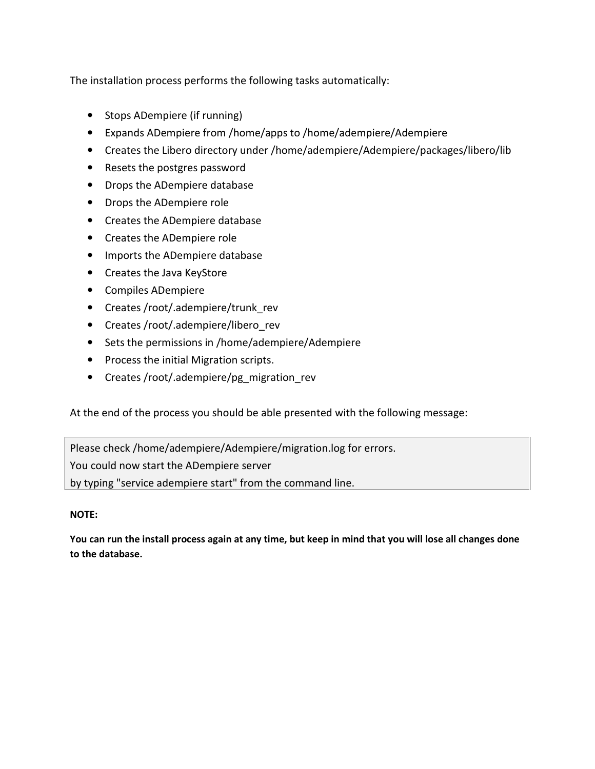The installation process performs the following tasks automatically:

- Stops ADempiere (if running)
- Expands ADempiere from /home/apps to /home/adempiere/Adempiere
- Creates the Libero directory under /home/adempiere/Adempiere/packages/libero/lib
- Resets the postgres password
- Drops the ADempiere database
- Drops the ADempiere role
- Creates the ADempiere database
- Creates the ADempiere role
- Imports the ADempiere database
- Creates the Java KeyStore
- Compiles ADempiere
- Creates /root/.adempiere/trunk_rev
- Creates /root/.adempiere/libero_rev
- Sets the permissions in /home/adempiere/Adempiere
- Process the initial Migration scripts.
- Creates /root/.adempiere/pg_migration_rev

At the end of the process you should be able presented with the following message:

```
Please check /home/adempiere/Adempiere/migration.log for errors.
You could now start the ADempiere server
by typing "service adempiere start" from the command line.
```

**NOTE:**

**You can run the install process again at any time, but keep in mind that you will lose all changes done to the database.**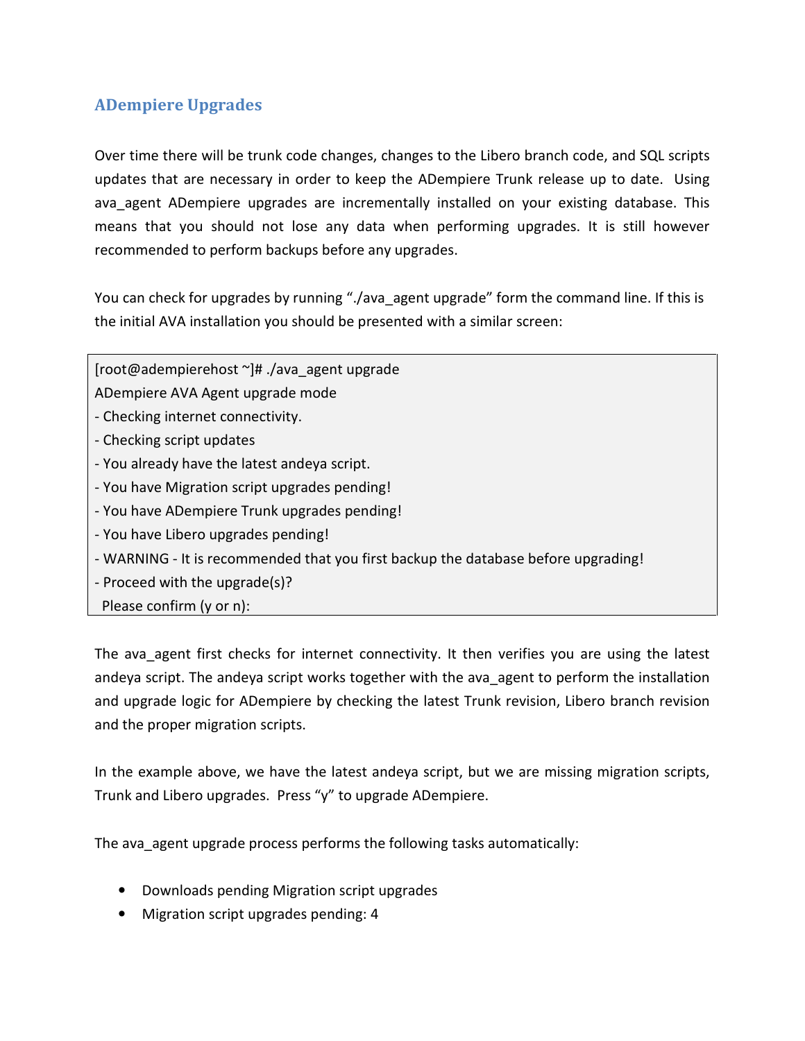## ADempiere Upgrades

Over time there will be trunk code changes, changes to the Libero branch code, and SQL scripts updates that are necessary in order to keep the ADempiere Trunk release up to date. Using ava_agent ADempiere upgrades are incrementally installed on your existing database. This means that you should not lose any data when performing upgrades. It is still however recommended to perform backups before any upgrades.

You can check for upgrades by running "./ava_agent upgrade" form the command line. If this is the initial AVA installation you should be presented with a similar screen:

```
[root@adempierehost ~]# ./ava_agent upgrade
ADempiere AVA Agent upgrade mode
- Checking internet connectivity.
- Checking script updates
- You already have the latest andeya script.
- You have Migration script upgrades pending!
- You have ADempiere Trunk upgrades pending!
- You have Libero upgrades pending!
- WARNING - It is recommended that you first backup the database before upgrading!
- Proceed with the upgrade(s)?
  Please confirm (y or n):
```

The ava_agent first checks for internet connectivity. It then verifies you are using the latest andeya script. The andeya script works together with the ava_agent to perform the installation and upgrade logic for ADempiere by checking the latest Trunk revision, Libero branch revision and the proper migration scripts.

In the example above, we have the latest andeya script, but we are missing migration scripts, Trunk and Libero upgrades. Press "y" to upgrade ADempiere.

The ava_agent upgrade process performs the following tasks automatically:

- Downloads pending Migration script upgrades
- Migration script upgrades pending: 4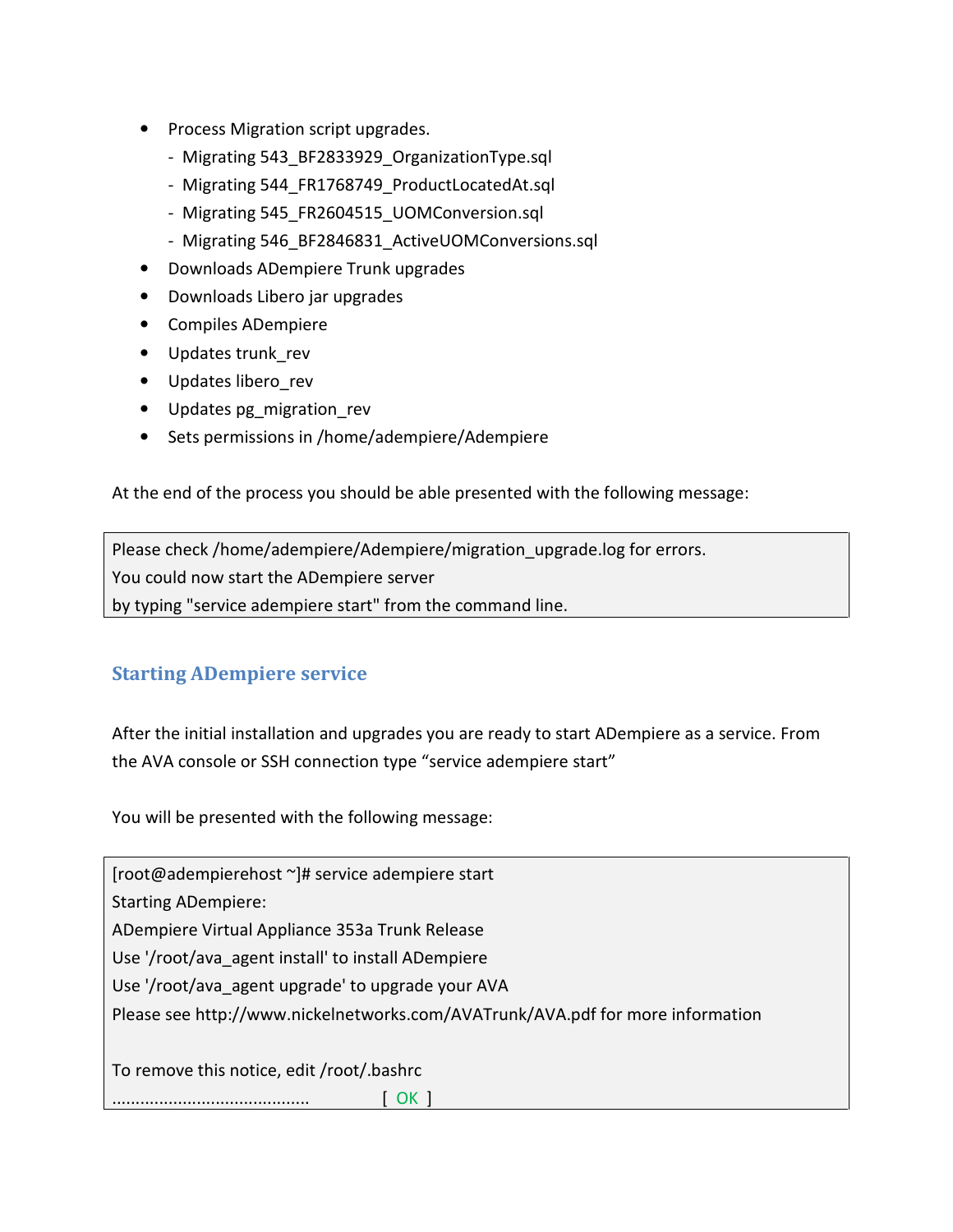- Process Migration script upgrades.
  - Migrating 543_BF2833929_OrganizationType.sql
  - Migrating 544_FR1768749_ProductLocatedAt.sql
  - Migrating 545_FR2604515_UOMConversion.sql
  - Migrating 546_BF2846831_ActiveUOMConversions.sql
- Downloads ADempiere Trunk upgrades
- Downloads Libero jar upgrades
- Compiles ADempiere
- Updates trunk_rev
- Updates libero_rev
- Updates pg_migration_rev
- Sets permissions in /home/adempiere/Adempiere

At the end of the process you should be able presented with the following message:

```
Please check /home/adempiere/Adempiere/migration_upgrade.log for errors.
You could now start the ADempiere server
by typing "service adempiere start" from the command line.
```

## Starting ADempiere service

After the initial installation and upgrades you are ready to start ADempiere as a service. From the AVA console or SSH connection type "service adempiere start"

You will be presented with the following message:

```
[root@adempierehost ~]# service adempiere start
Starting ADempiere:
ADempiere Virtual Appliance 353a Trunk Release
Use '/root/ava_agent install' to install ADempiere
Use '/root/ava_agent upgrade' to upgrade your AVA
Please see http://www.nickelnetworks.com/AVATrunk/AVA.pdf for more information

To remove this notice, edit /root/.bashrc
.........................................              [  OK  ]
```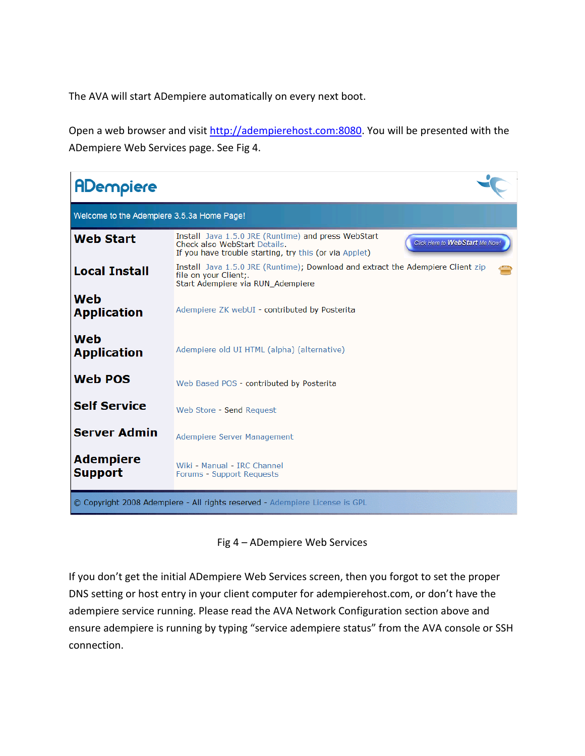The AVA will start ADempiere automatically on every next boot.

Open a web browser and visit http://adempierehost.com:8080. You will be presented with the ADempiere Web Services page. See Fig 4.

ADempiere

Welcome to the Adempiere 3.5.3a Home Page!

| | |
|---|---|
| **Web Start** | Install Java 1.5.0 JRE (Runtime) and press WebStart<br>Check also WebStart Details.<br>If you have trouble starting, try this (or via Applet)<br>Click Here to WebStart Me Now! |
| **Local Install** | Install Java 1.5.0 JRE (Runtime); Download and extract the Adempiere Client zip file on your Client;.<br>Start Adempiere via RUN_Adempiere |
| **Web Application** | Adempiere ZK webUI - contributed by Posterita |
| **Web Application** | Adempiere old UI HTML (alpha) (alternative) |
| **Web POS** | Web Based POS - contributed by Posterita |
| **Self Service** | Web Store - Send Request |
| **Server Admin** | Adempiere Server Management |
| **Adempiere Support** | Wiki - Manual - IRC Channel<br>Forums - Support Requests |

© Copyright 2008 Adempiere - All rights reserved - Adempiere License is GPL

Fig 4 – ADempiere Web Services

If you don't get the initial ADempiere Web Services screen, then you forgot to set the proper DNS setting or host entry in your client computer for adempierehost.com, or don't have the adempiere service running. Please read the AVA Network Configuration section above and ensure adempiere is running by typing "service adempiere status" from the AVA console or SSH connection.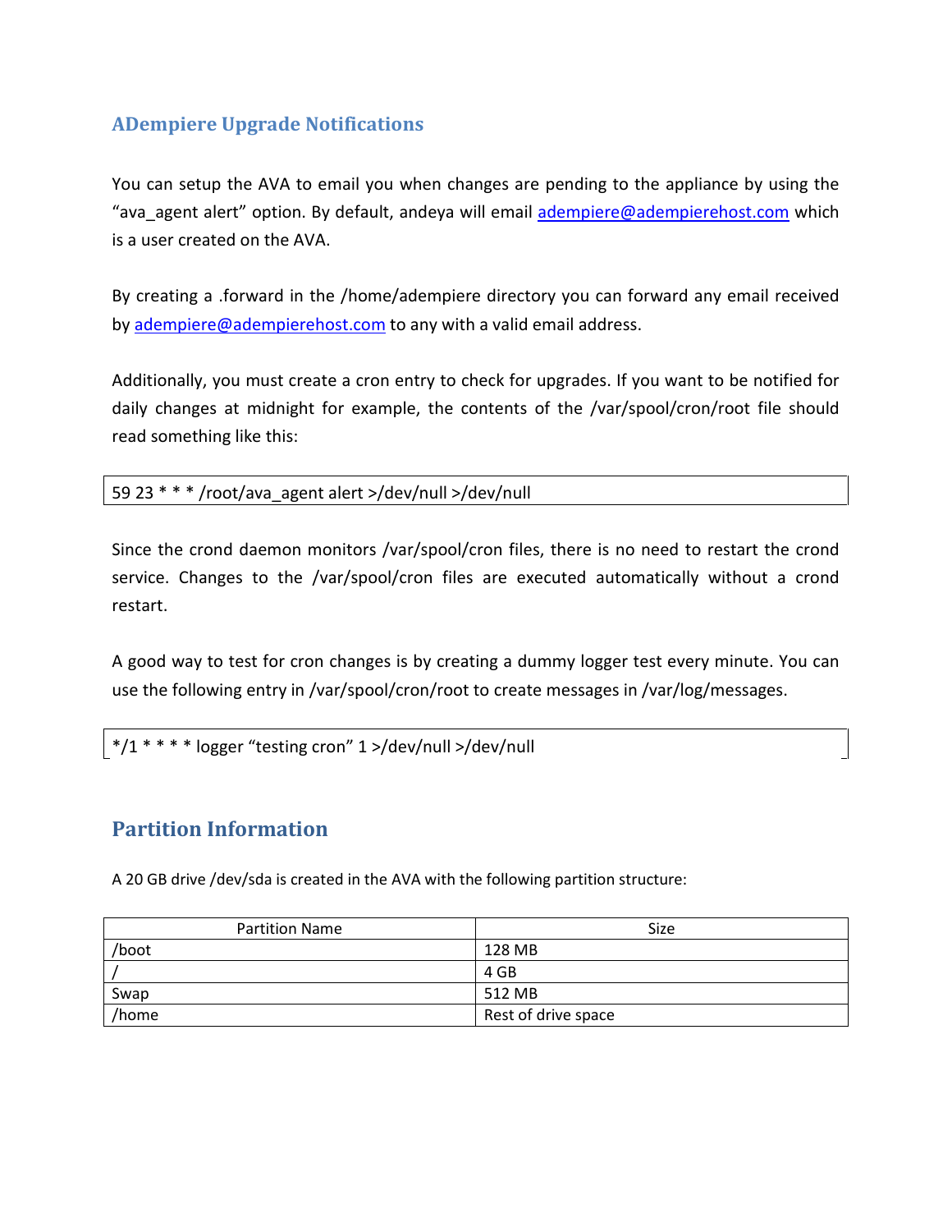## ADempiere Upgrade Notifications

You can setup the AVA to email you when changes are pending to the appliance by using the “ava_agent alert” option. By default, andeya will email [adempiere@adempierehost.com](mailto:adempiere@adempierehost.com) which is a user created on the AVA.

By creating a .forward in the /home/adempiere directory you can forward any email received by [adempiere@adempierehost.com](mailto:adempiere@adempierehost.com) to any with a valid email address.

Additionally, you must create a cron entry to check for upgrades. If you want to be notified for daily changes at midnight for example, the contents of the /var/spool/cron/root file should read something like this:

```
59 23 * * * /root/ava_agent alert >/dev/null >/dev/null
```

Since the crond daemon monitors /var/spool/cron files, there is no need to restart the crond service. Changes to the /var/spool/cron files are executed automatically without a crond restart.

A good way to test for cron changes is by creating a dummy logger test every minute. You can use the following entry in /var/spool/cron/root to create messages in /var/log/messages.

```
*/1 * * * * logger “testing cron” 1 >/dev/null >/dev/null
```

## Partition Information

A 20 GB drive /dev/sda is created in the AVA with the following partition structure:

| Partition Name | Size |
|---|---|
| /boot | 128 MB |
| / | 4 GB |
| Swap | 512 MB |
| /home | Rest of drive space |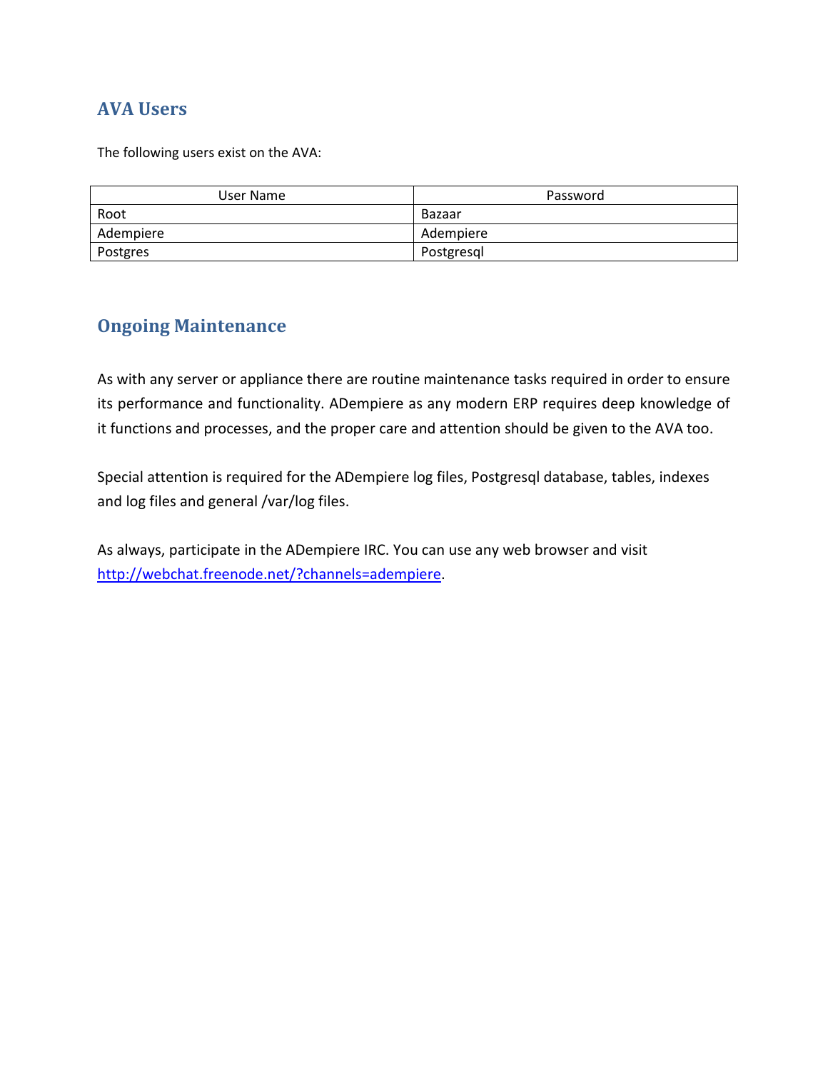## AVA Users

The following users exist on the AVA:

| User Name | Password |
| --- | --- |
| Root | Bazaar |
| Adempiere | Adempiere |
| Postgres | Postgresql |

## Ongoing Maintenance

As with any server or appliance there are routine maintenance tasks required in order to ensure its performance and functionality. ADempiere as any modern ERP requires deep knowledge of it functions and processes, and the proper care and attention should be given to the AVA too.

Special attention is required for the ADempiere log files, Postgresql database, tables, indexes and log files and general /var/log files.

As always, participate in the ADempiere IRC. You can use any web browser and visit [http://webchat.freenode.net/?channels=adempiere](http://webchat.freenode.net/?channels=adempiere).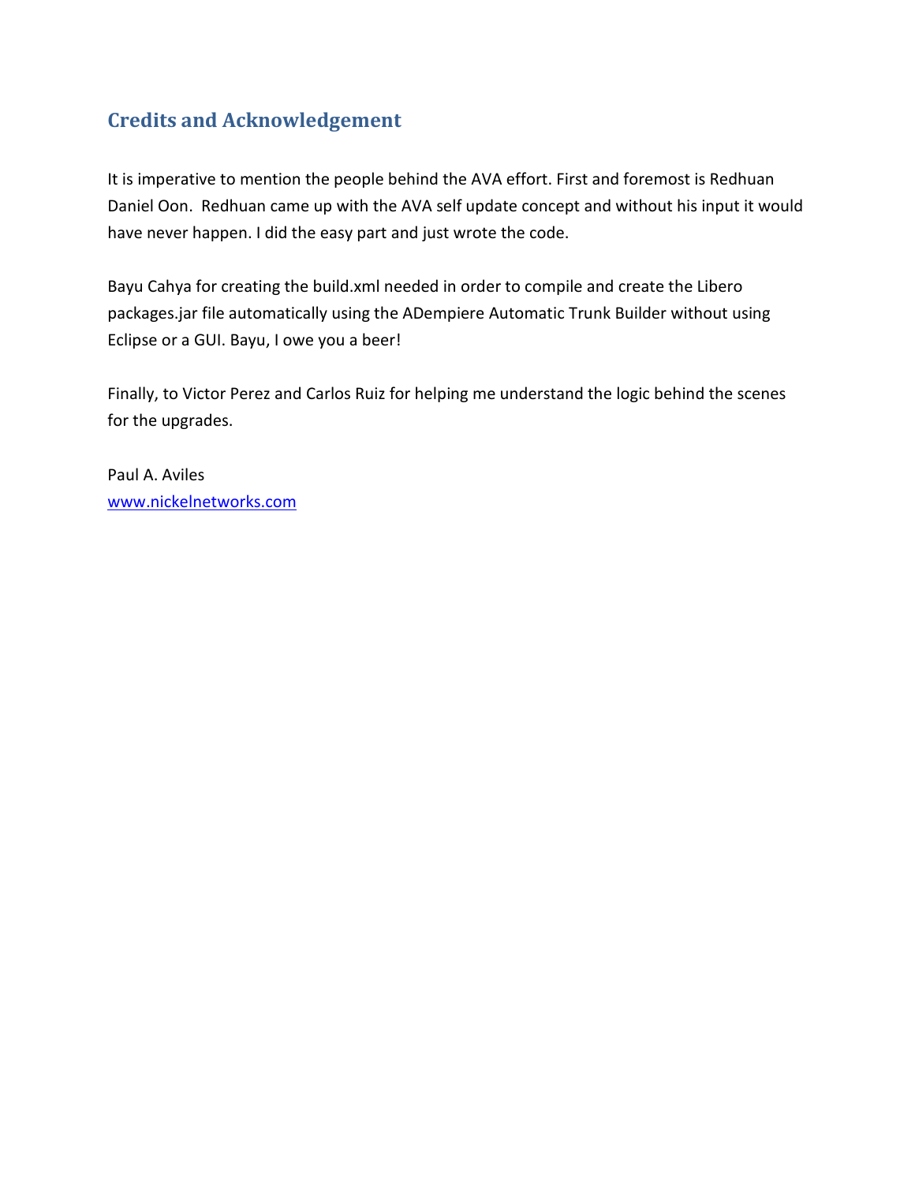## Credits and Acknowledgement

It is imperative to mention the people behind the AVA effort. First and foremost is Redhuan Daniel Oon. Redhuan came up with the AVA self update concept and without his input it would have never happen. I did the easy part and just wrote the code.

Bayu Cahya for creating the build.xml needed in order to compile and create the Libero packages.jar file automatically using the ADempiere Automatic Trunk Builder without using Eclipse or a GUI. Bayu, I owe you a beer!

Finally, to Victor Perez and Carlos Ruiz for helping me understand the logic behind the scenes for the upgrades.

Paul A. Aviles
[www.nickelnetworks.com](http://www.nickelnetworks.com)